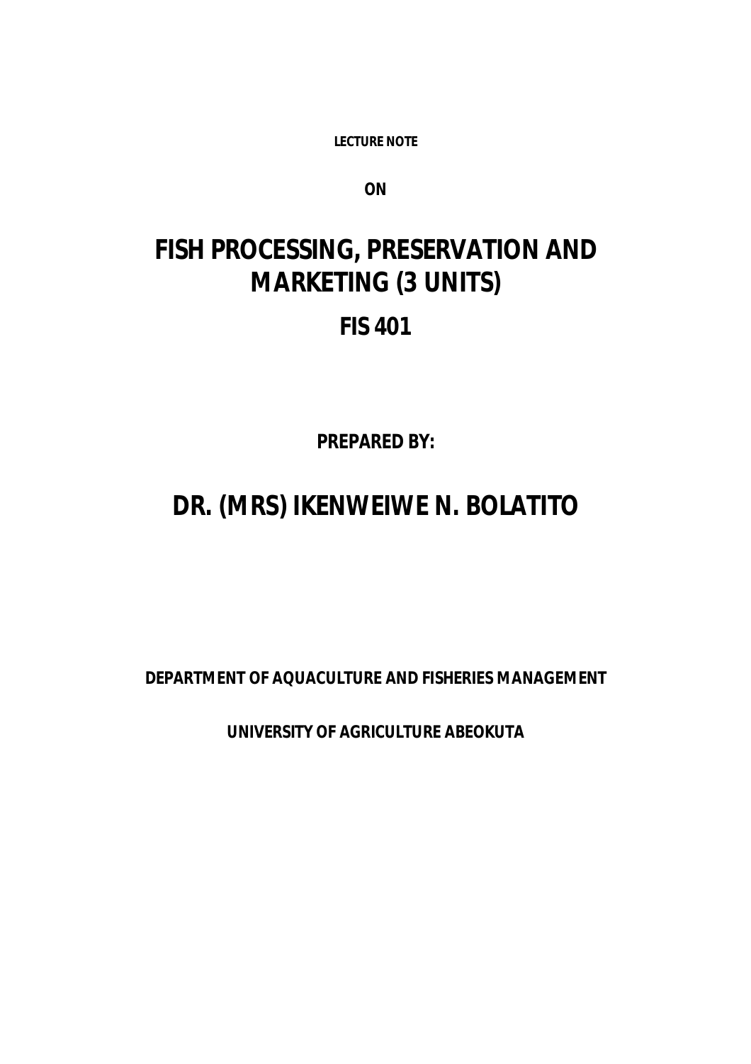**LECTURE NOTE**

**ON**

# FISH PROCESSING, PRESERVATION AND MARKETING (3 UNITS)

## FIS 401

**PREPARED BY:**

# DR. (MRS) IKENWEIWE N. BOLATITO

**DEPARTMENT OF AQUACULTURE AND FISHERIES MANAGEMENT**

**UNIVERSITY OF AGRICULTURE ABEOKUTA**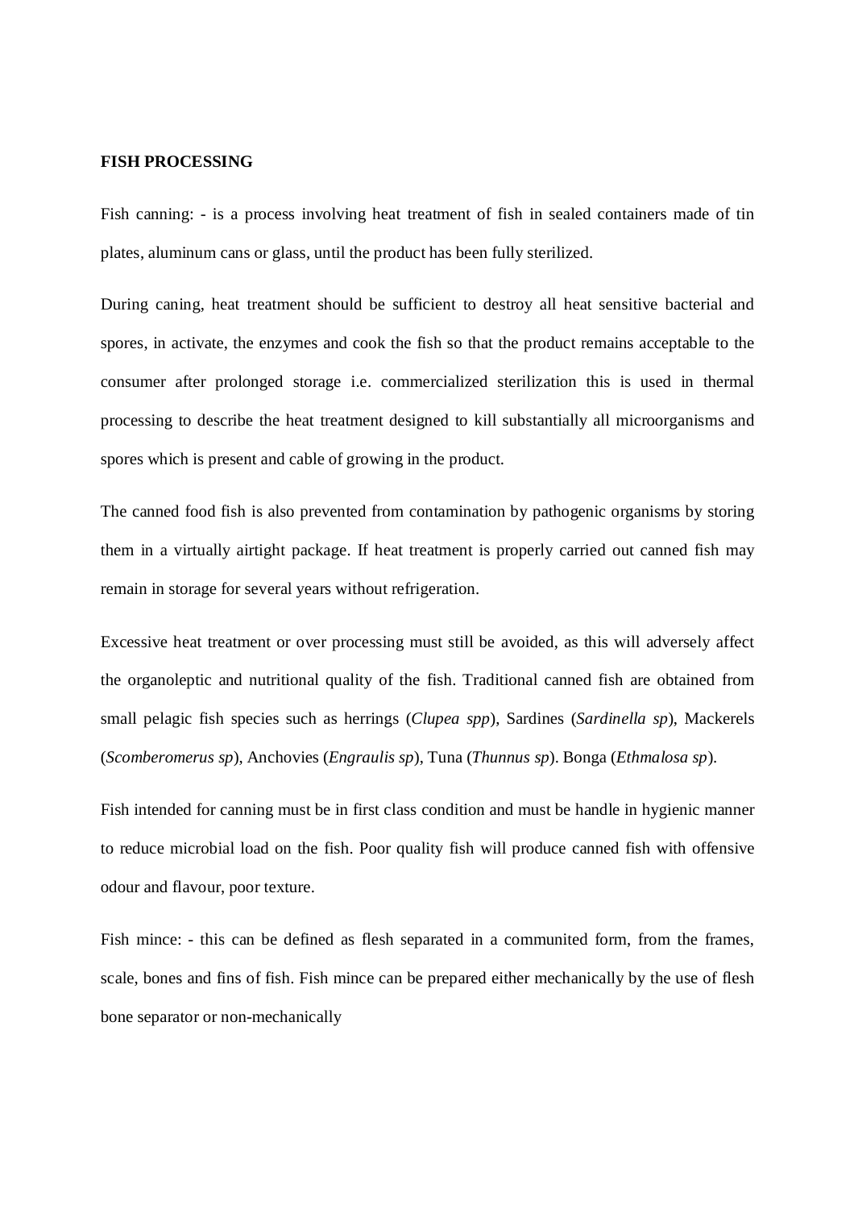**FISH PROCESSING**

Fish canning: - is a process involving heat treatment of fish in sealed containers made of tin plates, aluminum cans or glass, until the product has been fully sterilized.

During caning, heat treatment should be sufficient to destroy all heat sensitive bacterial and spores, in activate, the enzymes and cook the fish so that the product remains acceptable to the consumer after prolonged storage i.e. commercialized sterilization this is used in thermal processing to describe the heat treatment designed to kill substantially all microorganisms and spores which is present and cable of growing in the product.

The canned food fish is also prevented from contamination by pathogenic organisms by storing them in a virtually airtight package. If heat treatment is properly carried out canned fish may remain in storage for several years without refrigeration.

Excessive heat treatment or over processing must still be avoided, as this will adversely affect the organoleptic and nutritional quality of the fish. Traditional canned fish are obtained from small pelagic fish species such as herrings (*Clupea spp*), Sardines (*Sardinella sp*), Mackerels (*Scomberomerus sp*), Anchovies (*Engraulis sp*), Tuna (*Thunnus sp*). Bonga (*Ethmalosa sp*).

Fish intended for canning must be in first class condition and must be handle in hygienic manner to reduce microbial load on the fish. Poor quality fish will produce canned fish with offensive odour and flavour, poor texture.

Fish mince: - this can be defined as flesh separated in a communited form, from the frames, scale, bones and fins of fish. Fish mince can be prepared either mechanically by the use of flesh bone separator or non-mechanically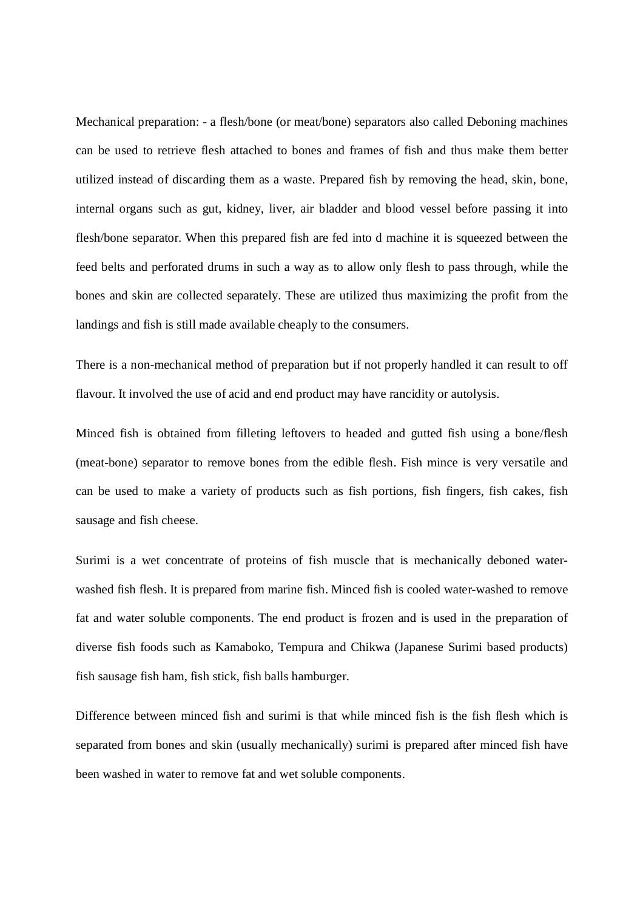Mechanical preparation: - a flesh/bone (or meat/bone) separators also called Deboning machines can be used to retrieve flesh attached to bones and frames of fish and thus make them better utilized instead of discarding them as a waste. Prepared fish by removing the head, skin, bone, internal organs such as gut, kidney, liver, air bladder and blood vessel before passing it into flesh/bone separator. When this prepared fish are fed into d machine it is squeezed between the feed belts and perforated drums in such a way as to allow only flesh to pass through, while the bones and skin are collected separately. These are utilized thus maximizing the profit from the landings and fish is still made available cheaply to the consumers.

There is a non-mechanical method of preparation but if not properly handled it can result to off flavour. It involved the use of acid and end product may have rancidity or autolysis.

Minced fish is obtained from filleting leftovers to headed and gutted fish using a bone/flesh (meat-bone) separator to remove bones from the edible flesh. Fish mince is very versatile and can be used to make a variety of products such as fish portions, fish fingers, fish cakes, fish sausage and fish cheese.

Surimi is a wet concentrate of proteins of fish muscle that is mechanically deboned water-washed fish flesh. It is prepared from marine fish. Minced fish is cooled water-washed to remove fat and water soluble components. The end product is frozen and is used in the preparation of diverse fish foods such as Kamaboko, Tempura and Chikwa (Japanese Surimi based products) fish sausage fish ham, fish stick, fish balls hamburger.

Difference between minced fish and surimi is that while minced fish is the fish flesh which is separated from bones and skin (usually mechanically) surimi is prepared after minced fish have been washed in water to remove fat and wet soluble components.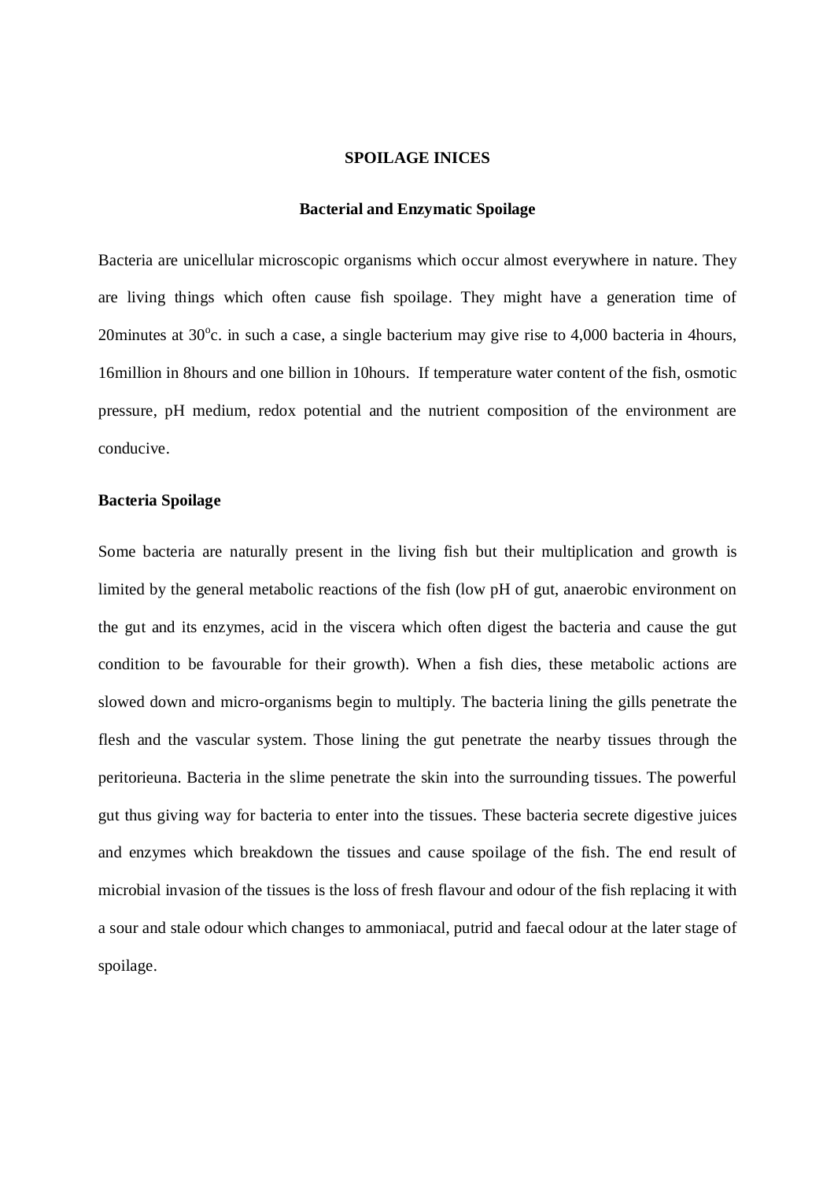**SPOILAGE INICES**

**Bacterial and Enzymatic Spoilage**

Bacteria are unicellular microscopic organisms which occur almost everywhere in nature. They are living things which often cause fish spoilage. They might have a generation time of 20minutes at 30$^{o}$c. in such a case, a single bacterium may give rise to 4,000 bacteria in 4hours, 16million in 8hours and one billion in 10hours. If temperature water content of the fish, osmotic pressure, pH medium, redox potential and the nutrient composition of the environment are conducive.

**Bacteria Spoilage**

Some bacteria are naturally present in the living fish but their multiplication and growth is limited by the general metabolic reactions of the fish (low pH of gut, anaerobic environment on the gut and its enzymes, acid in the viscera which often digest the bacteria and cause the gut condition to be favourable for their growth). When a fish dies, these metabolic actions are slowed down and micro-organisms begin to multiply. The bacteria lining the gills penetrate the flesh and the vascular system. Those lining the gut penetrate the nearby tissues through the peritorieuna. Bacteria in the slime penetrate the skin into the surrounding tissues. The powerful gut thus giving way for bacteria to enter into the tissues. These bacteria secrete digestive juices and enzymes which breakdown the tissues and cause spoilage of the fish. The end result of microbial invasion of the tissues is the loss of fresh flavour and odour of the fish replacing it with a sour and stale odour which changes to ammoniacal, putrid and faecal odour at the later stage of spoilage.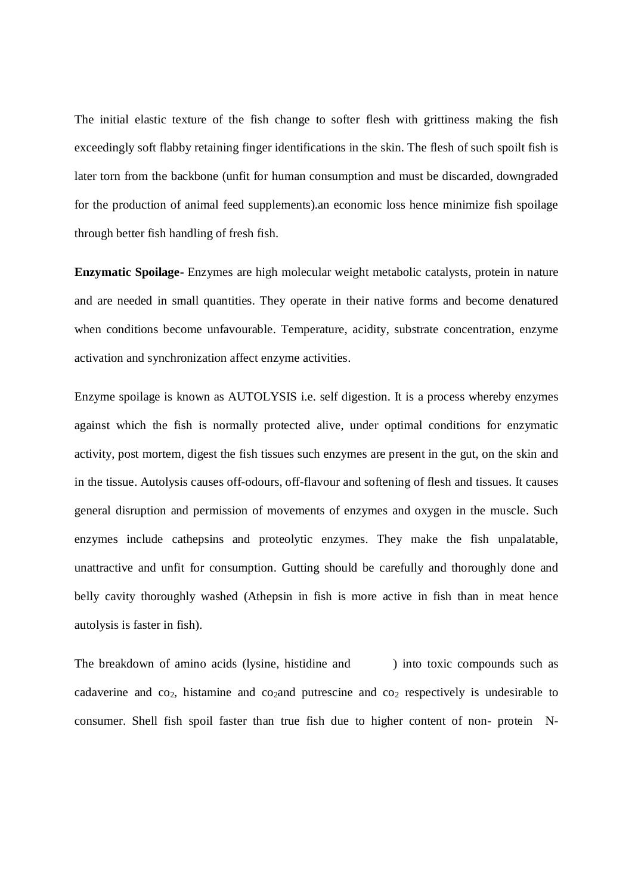The initial elastic texture of the fish change to softer flesh with grittiness making the fish exceedingly soft flabby retaining finger identifications in the skin. The flesh of such spoilt fish is later torn from the backbone (unfit for human consumption and must be discarded, downgraded for the production of animal feed supplements).an economic loss hence minimize fish spoilage through better fish handling of fresh fish.

**Enzymatic Spoilage**- Enzymes are high molecular weight metabolic catalysts, protein in nature and are needed in small quantities. They operate in their native forms and become denatured when conditions become unfavourable. Temperature, acidity, substrate concentration, enzyme activation and synchronization affect enzyme activities.

Enzyme spoilage is known as AUTOLYSIS i.e. self digestion. It is a process whereby enzymes against which the fish is normally protected alive, under optimal conditions for enzymatic activity, post mortem, digest the fish tissues such enzymes are present in the gut, on the skin and in the tissue. Autolysis causes off-odours, off-flavour and softening of flesh and tissues. It causes general disruption and permission of movements of enzymes and oxygen in the muscle. Such enzymes include cathepsins and proteolytic enzymes. They make the fish unpalatable, unattractive and unfit for consumption. Gutting should be carefully and thoroughly done and belly cavity thoroughly washed (Athepsin in fish is more active in fish than in meat hence autolysis is faster in fish).

The breakdown of amino acids (lysine, histidine and ) into toxic compounds such as cadaverine and $co_2$, histamine and $co_2$and putrescine and $co_2$ respectively is undesirable to consumer. Shell fish spoil faster than true fish due to higher content of non- protein N-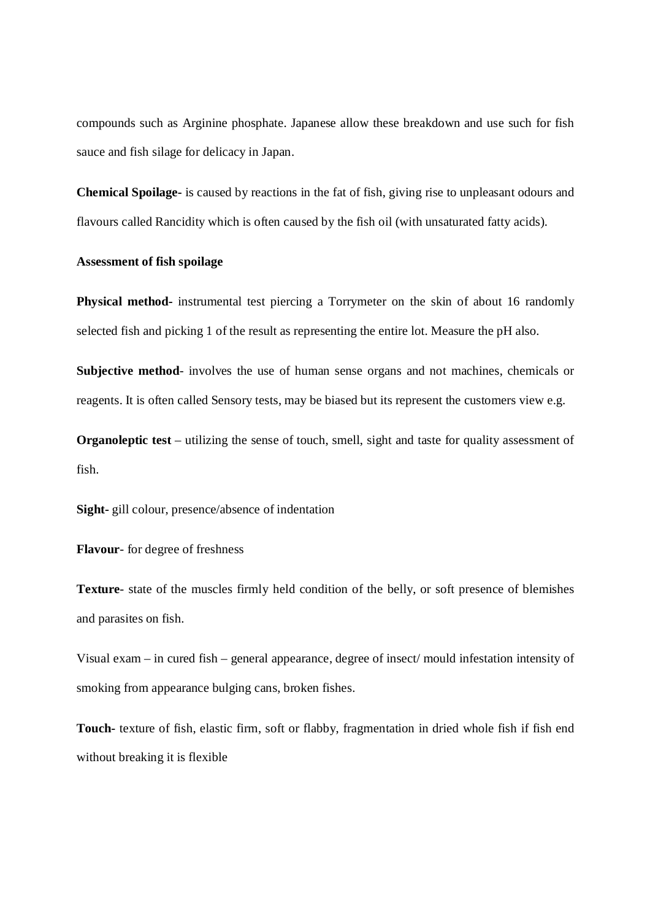compounds such as Arginine phosphate. Japanese allow these breakdown and use such for fish sauce and fish silage for delicacy in Japan.

**Chemical Spoilage-** is caused by reactions in the fat of fish, giving rise to unpleasant odours and flavours called Rancidity which is often caused by the fish oil (with unsaturated fatty acids).

**Assessment of fish spoilage**

**Physical method-** instrumental test piercing a Torrymeter on the skin of about 16 randomly selected fish and picking 1 of the result as representing the entire lot. Measure the pH also.

**Subjective method**- involves the use of human sense organs and not machines, chemicals or reagents. It is often called Sensory tests, may be biased but its represent the customers view e.g.

**Organoleptic test** – utilizing the sense of touch, smell, sight and taste for quality assessment of fish.

**Sight-** gill colour, presence/absence of indentation

**Flavour**- for degree of freshness

**Texture**- state of the muscles firmly held condition of the belly, or soft presence of blemishes and parasites on fish.

Visual exam – in cured fish – general appearance, degree of insect/ mould infestation intensity of smoking from appearance bulging cans, broken fishes.

**Touch-** texture of fish, elastic firm, soft or flabby, fragmentation in dried whole fish if fish end without breaking it is flexible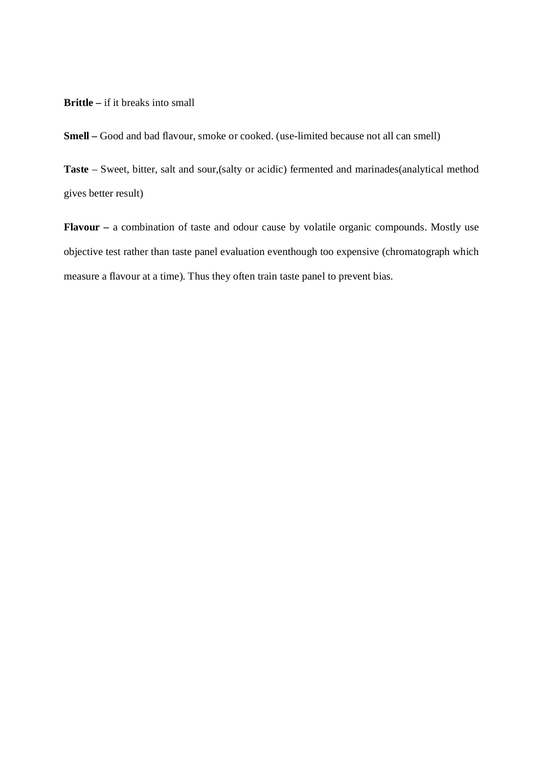**Brittle –** if it breaks into small

**Smell –** Good and bad flavour, smoke or cooked. (use-limited because not all can smell)

**Taste** – Sweet, bitter, salt and sour,(salty or acidic) fermented and marinades(analytical method gives better result)

**Flavour –** a combination of taste and odour cause by volatile organic compounds. Mostly use objective test rather than taste panel evaluation eventhough too expensive (chromatograph which measure a flavour at a time). Thus they often train taste panel to prevent bias.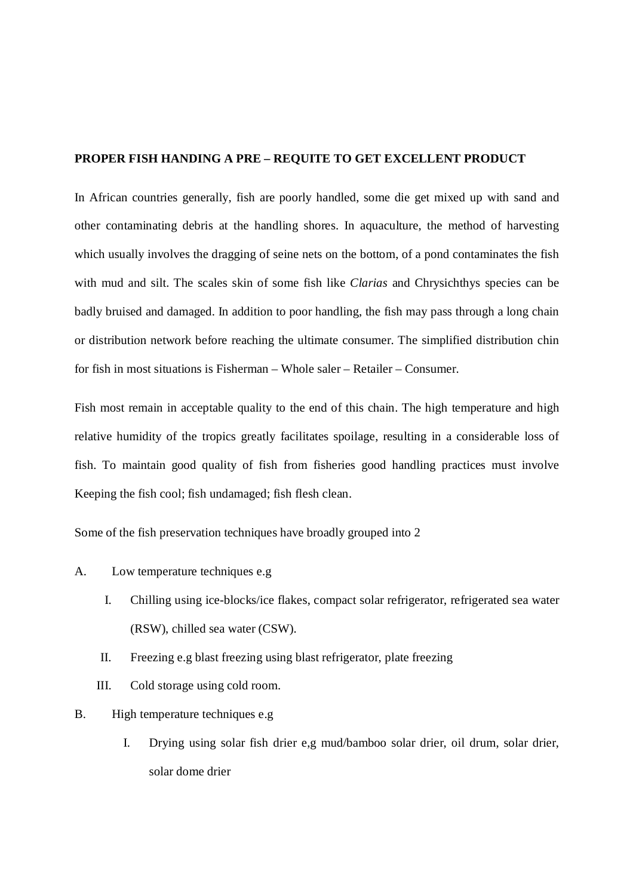**PROPER FISH HANDING A PRE – REQUITE TO GET EXCELLENT PRODUCT**

In African countries generally, fish are poorly handled, some die get mixed up with sand and other contaminating debris at the handling shores. In aquaculture, the method of harvesting which usually involves the dragging of seine nets on the bottom, of a pond contaminates the fish with mud and silt. The scales skin of some fish like *Clarias* and Chrysichthys species can be badly bruised and damaged. In addition to poor handling, the fish may pass through a long chain or distribution network before reaching the ultimate consumer. The simplified distribution chin for fish in most situations is Fisherman – Whole saler – Retailer – Consumer.

Fish most remain in acceptable quality to the end of this chain. The high temperature and high relative humidity of the tropics greatly facilitates spoilage, resulting in a considerable loss of fish. To maintain good quality of fish from fisheries good handling practices must involve Keeping the fish cool; fish undamaged; fish flesh clean.

Some of the fish preservation techniques have broadly grouped into 2

A. Low temperature techniques e.g

   I. Chilling using ice-blocks/ice flakes, compact solar refrigerator, refrigerated sea water (RSW), chilled sea water (CSW).

   II. Freezing e.g blast freezing using blast refrigerator, plate freezing

   III. Cold storage using cold room.

B. High temperature techniques e.g

   I. Drying using solar fish drier e,g mud/bamboo solar drier, oil drum, solar drier, solar dome drier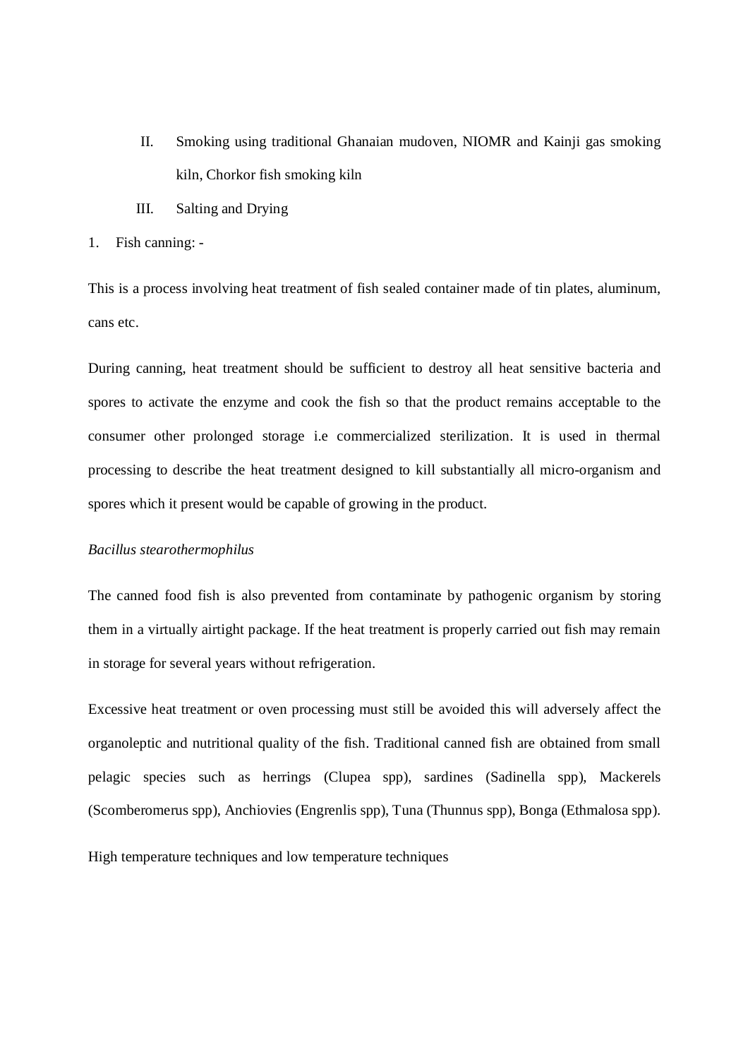II. Smoking using traditional Ghanaian mudoven, NIOMR and Kainji gas smoking kiln, Chorkor fish smoking kiln

III. Salting and Drying

1. Fish canning: -

This is a process involving heat treatment of fish sealed container made of tin plates, aluminum, cans etc.

During canning, heat treatment should be sufficient to destroy all heat sensitive bacteria and spores to activate the enzyme and cook the fish so that the product remains acceptable to the consumer other prolonged storage i.e commercialized sterilization. It is used in thermal processing to describe the heat treatment designed to kill substantially all micro-organism and spores which it present would be capable of growing in the product.

*Bacillus stearothermophilus*

The canned food fish is also prevented from contaminate by pathogenic organism by storing them in a virtually airtight package. If the heat treatment is properly carried out fish may remain in storage for several years without refrigeration.

Excessive heat treatment or oven processing must still be avoided this will adversely affect the organoleptic and nutritional quality of the fish. Traditional canned fish are obtained from small pelagic species such as herrings (Clupea spp), sardines (Sadinella spp), Mackerels (Scomberomerus spp), Anchiovies (Engrenlis spp), Tuna (Thunnus spp), Bonga (Ethmalosa spp).

High temperature techniques and low temperature techniques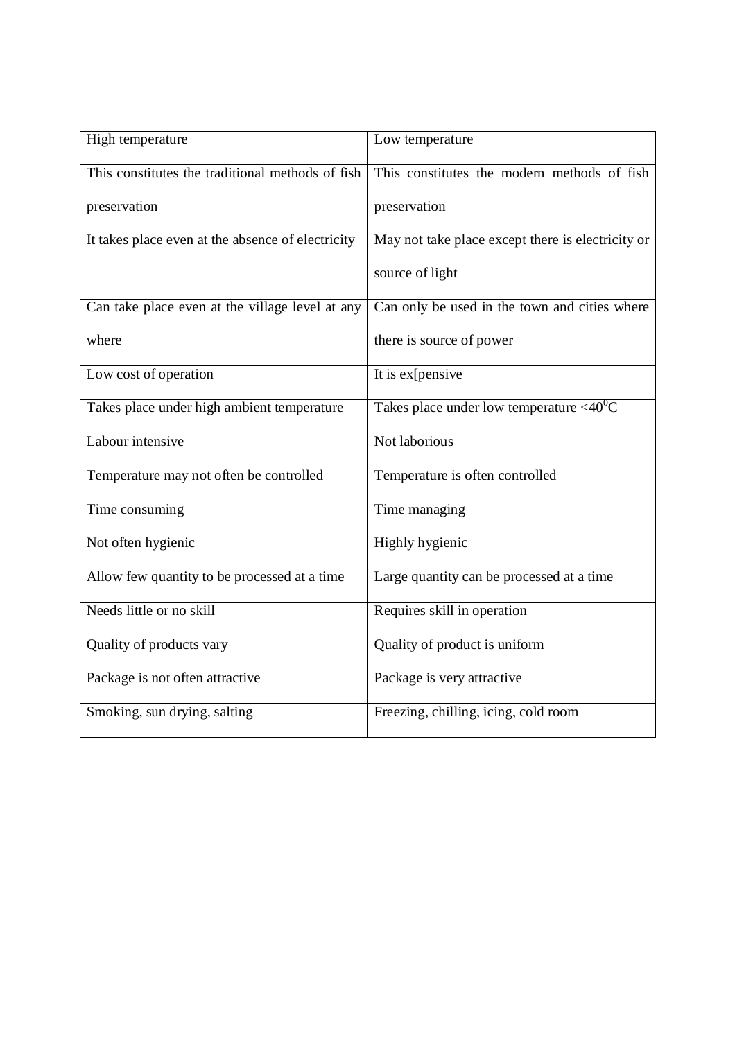| | |
|---|---|
| High temperature | Low temperature |
| This constitutes the traditional methods of fish preservation | This constitutes the modern methods of fish preservation |
| It takes place even at the absence of electricity | May not take place except there is electricity or source of light |
| Can take place even at the village level at any where | Can only be used in the town and cities where there is source of power |
| Low cost of operation | It is ex[pensive |
| Takes place under high ambient temperature | Takes place under low temperature <40$^0$C |
| Labour intensive | Not laborious |
| Temperature may not often be controlled | Temperature is often controlled |
| Time consuming | Time managing |
| Not often hygienic | Highly hygienic |
| Allow few quantity to be processed at a time | Large quantity can be processed at a time |
| Needs little or no skill | Requires skill in operation |
| Quality of products vary | Quality of product is uniform |
| Package is not often attractive | Package is very attractive |
| Smoking, sun drying, salting | Freezing, chilling, icing, cold room |